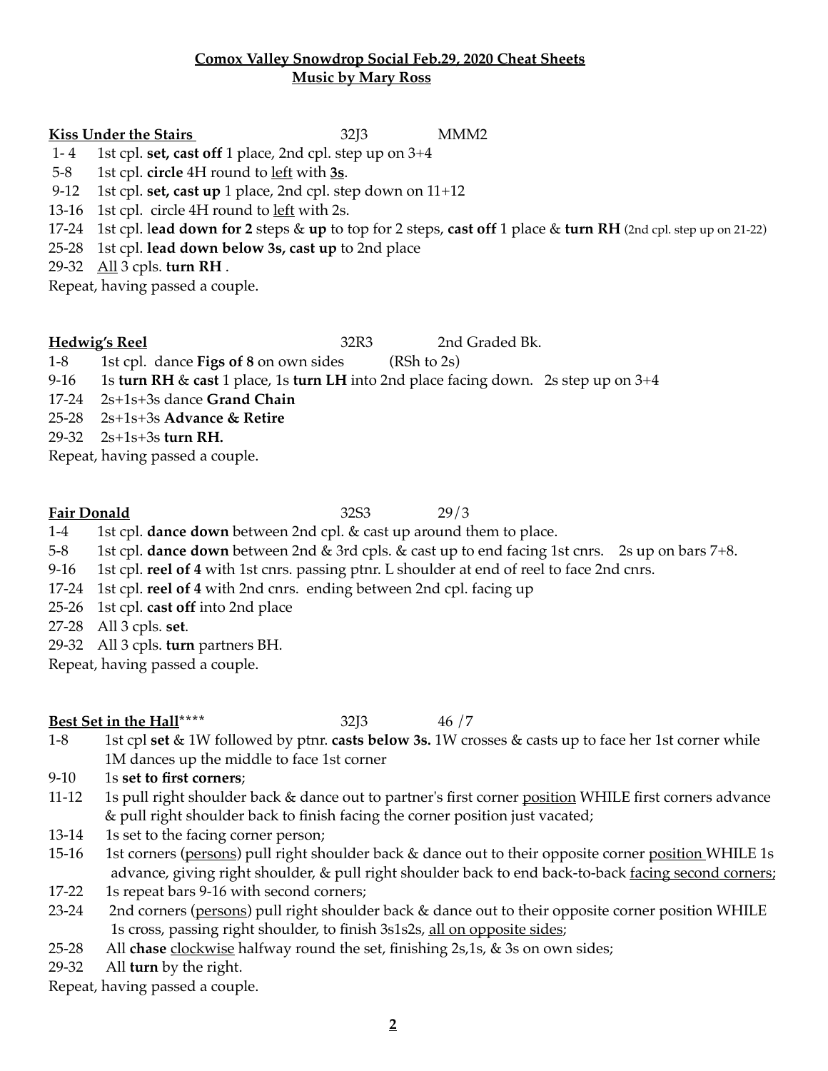**Comox Valley Snowdrop Social Feb.29, 2020 Cheat Sheets**
**Music by Mary Ross**

**Kiss Under the Stairs** 32J3 MMM2

1- 4 1st cpl. **set, cast off** 1 place, 2nd cpl. step up on 3+4
5-8 1st cpl. **circle** 4H round to left with **3s**.
9-12 1st cpl. **set, cast up** 1 place, 2nd cpl. step down on 11+12
13-16 1st cpl. circle 4H round to left with 2s.
17-24 1st cpl. l**ead down for 2** steps & **up** to top for 2 steps, **cast off** 1 place & **turn RH** (2nd cpl. step up on 21-22)
25-28 1st cpl. **lead down below 3s, cast up** to 2nd place
29-32 All 3 cpls. **turn RH** .
Repeat, having passed a couple.

**Hedwig's Reel** 32R3 2nd Graded Bk.

1-8 1st cpl. dance **Figs of 8** on own sides (RSh to 2s)
9-16 1s **turn RH** & **cast** 1 place, 1s **turn LH** into 2nd place facing down. 2s step up on 3+4
17-24 2s+1s+3s dance **Grand Chain**
25-28 2s+1s+3s **Advance & Retire**
29-32 2s+1s+3s **turn RH.**
Repeat, having passed a couple.

**Fair Donald** 32S3 29/3

1-4 1st cpl. **dance down** between 2nd cpl. & cast up around them to place.
5-8 1st cpl. **dance down** between 2nd & 3rd cpls. & cast up to end facing 1st cnrs. 2s up on bars 7+8.
9-16 1st cpl. **reel of 4** with 1st cnrs. passing ptnr. L shoulder at end of reel to face 2nd cnrs.
17-24 1st cpl. **reel of 4** with 2nd cnrs. ending between 2nd cpl. facing up
25-26 1st cpl. **cast off** into 2nd place
27-28 All 3 cpls. **set**.
29-32 All 3 cpls. **turn** partners BH.
Repeat, having passed a couple.

**Best Set in the Hall**\*\*\*\* 32J3 46 /7

1-8 1st cpl **set** & 1W followed by ptnr. **casts below 3s.** 1W crosses & casts up to face her 1st corner while 1M dances up the middle to face 1st corner
9-10 1s **set to first corners**;
11-12 1s pull right shoulder back & dance out to partner's first corner position WHILE first corners advance & pull right shoulder back to finish facing the corner position just vacated;
13-14 1s set to the facing corner person;
15-16 1st corners (persons) pull right shoulder back & dance out to their opposite corner position WHILE 1s advance, giving right shoulder, & pull right shoulder back to end back-to-back facing second corners;
17-22 1s repeat bars 9-16 with second corners;
23-24 2nd corners (persons) pull right shoulder back & dance out to their opposite corner position WHILE 1s cross, passing right shoulder, to finish 3s1s2s, all on opposite sides;
25-28 All **chase** clockwise halfway round the set, finishing 2s,1s, & 3s on own sides;
29-32 All **turn** by the right.
Repeat, having passed a couple.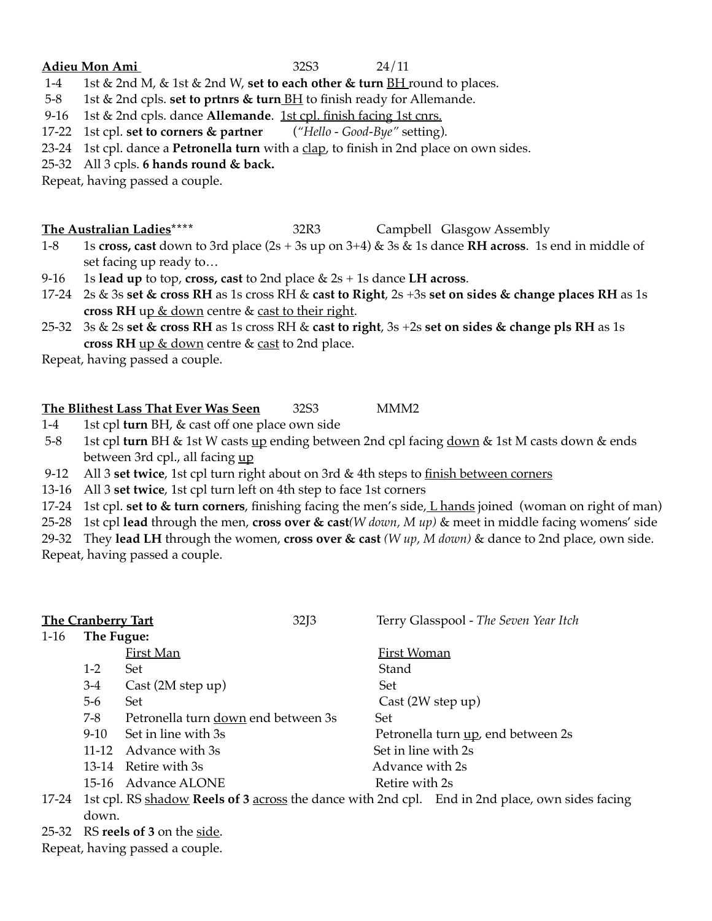**<u>Adieu Mon Ami</u>** 32S3 24/11

1-4 1st & 2nd M, & 1st & 2nd W, **set to each other & turn** <u>BH</u> round to places.

5-8 1st & 2nd cpls. **set to prtnrs & turn** <u>BH</u> to finish ready for Allemande.

9-16 1st & 2nd cpls. dance **Allemande**. <u>1st cpl. finish facing 1st cnrs.</u>

17-22 1st cpl. **set to corners & partner** (*"Hello - Good-Bye"* setting).

23-24 1st cpl. dance a **Petronella turn** with a <u>clap</u>, to finish in 2nd place on own sides.

25-32 All 3 cpls. **6 hands round & back.**

Repeat, having passed a couple.

**<u>The Australian Ladies</u>**\*\*\*\* 32R3 Campbell Glasgow Assembly

1-8 1s **cross, cast** down to 3rd place (2s + 3s up on 3+4) & 3s & 1s dance **RH across**. 1s end in middle of set facing up ready to…

9-16 1s **lead up** to top, **cross, cast** to 2nd place & 2s + 1s dance **LH across**.

17-24 2s & 3s **set & cross RH** as 1s cross RH & **cast to Right**, 2s +3s **set on sides & change places RH** as 1s **cross RH** <u>up & down</u> centre & <u>cast to their right</u>.

25-32 3s & 2s **set & cross RH** as 1s cross RH & **cast to right**, 3s +2s **set on sides & change pls RH** as 1s **cross RH** <u>up & down</u> centre & <u>cast</u> to 2nd place.

Repeat, having passed a couple.

**<u>The Blithest Lass That Ever Was Seen</u>** 32S3 MMM2

1-4 1st cpl **turn** BH, & cast off one place own side

5-8 1st cpl **turn** BH & 1st W casts <u>up</u> ending between 2nd cpl facing <u>down</u> & 1st M casts down & ends between 3rd cpl., all facing <u>up</u>

9-12 All 3 **set twice**, 1st cpl turn right about on 3rd & 4th steps to <u>finish between corners</u>

13-16 All 3 **set twice**, 1st cpl turn left on 4th step to face 1st corners

17-24 1st cpl. **set to & turn corners**, finishing facing the men's side, <u>L hands</u> joined (woman on right of man)

25-28 1st cpl **lead** through the men, **cross over & cast** *(W down, M up)* & meet in middle facing womens' side

29-32 They **lead LH** through the women, **cross over & cast** *(W up, M down)* & dance to 2nd place, own side.

Repeat, having passed a couple.

**<u>The Cranberry Tart</u>** 32J3 Terry Glasspool - *The Seven Year Itch*

1-16 **The Fugue:**

| | <u>First Man</u> | <u>First Woman</u> |
|---|---|---|
| 1-2 | Set | Stand |
| 3-4 | Cast (2M step up) | Set |
| 5-6 | Set | Cast (2W step up) |
| 7-8 | Petronella turn <u>down</u> end between 3s | Set |
| 9-10 | Set in line with 3s | Petronella turn <u>up</u>, end between 2s |
| 11-12 | Advance with 3s | Set in line with 2s |
| 13-14 | Retire with 3s | Advance with 2s |
| 15-16 | Advance ALONE | Retire with 2s |

17-24 1st cpl. RS <u>shadow</u> **Reels of 3** <u>across</u> the dance with 2nd cpl. End in 2nd place, own sides facing down.

25-32 RS **reels of 3** on the <u>side</u>.

Repeat, having passed a couple.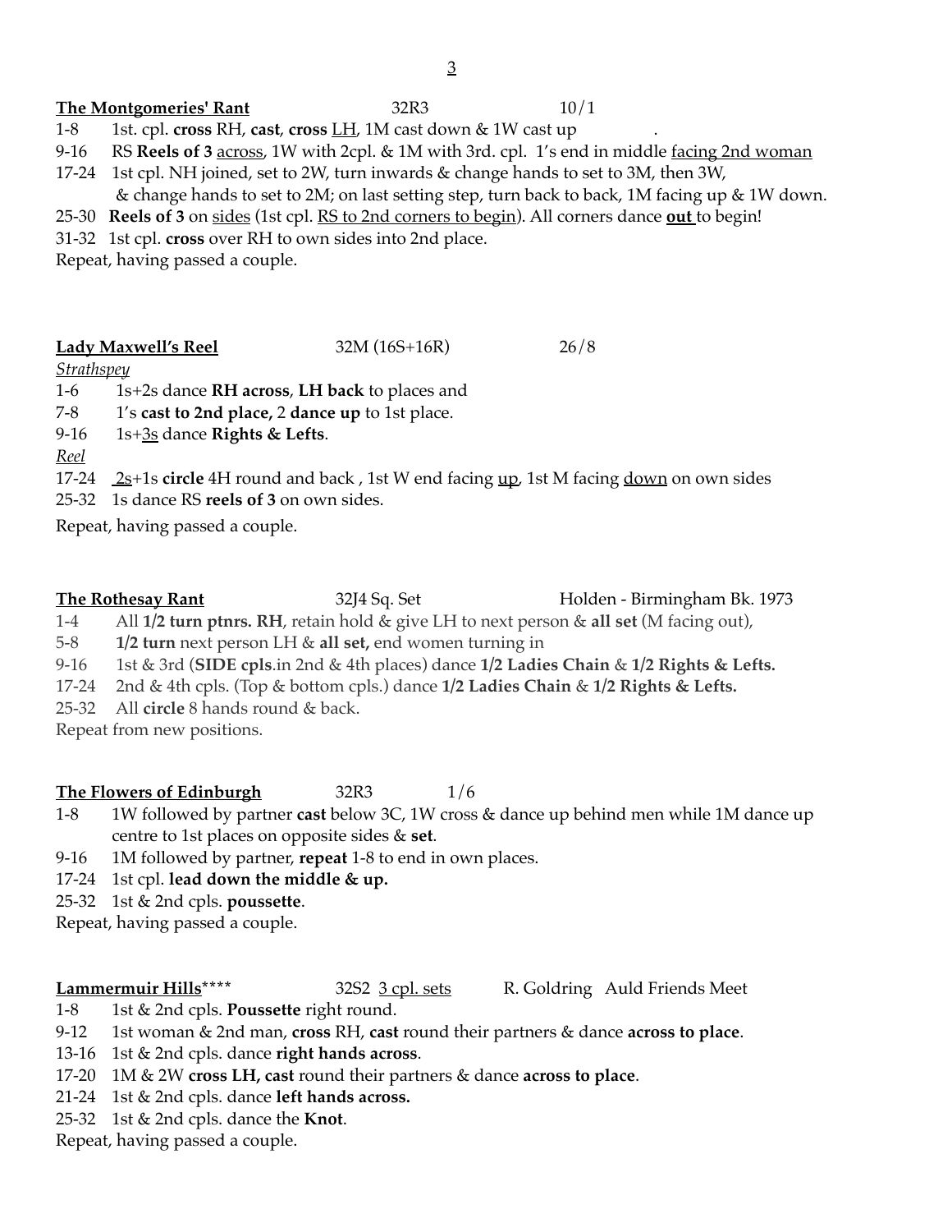**<u>The Montgomeries' Rant</u>** 32R3 10/1

1-8 1st. cpl. **cross** RH, **cast**, **cross** <u>LH</u>, 1M cast down & 1W cast up .

9-16 RS **Reels of 3** <u>across</u>, 1W with 2cpl. & 1M with 3rd. cpl. 1's end in middle <u>facing 2nd woman</u>

17-24 1st cpl. NH joined, set to 2W, turn inwards & change hands to set to 3M, then 3W, & change hands to set to 2M; on last setting step, turn back to back, 1M facing up & 1W down.

25-30 **Reels of 3** on <u>sides</u> (1st cpl. <u>RS to 2nd corners to begin</u>). All corners dance **<u>out</u>** to begin!

31-32 1st cpl. **cross** over RH to own sides into 2nd place.

Repeat, having passed a couple.

**<u>Lady Maxwell's Reel</u>** 32M (16S+16R) 26/8

*<u>Strathspey</u>*

1-6 1s+2s dance **RH across**, **LH back** to places and

7-8 1's **cast to 2nd place,** 2 **dance up** to 1st place.

9-16 1s+<u>3s</u> dance **Rights & Lefts**.

*<u>Reel</u>*

17-24 <u>2s</u>+1s **circle** 4H round and back , 1st W end facing <u>up</u>, 1st M facing <u>down</u> on own sides

25-32 1s dance RS **reels of 3** on own sides.

Repeat, having passed a couple.

**<u>The Rothesay Rant</u>** 32J4 Sq. Set Holden - Birmingham Bk. 1973

1-4 All **1/2 turn ptnrs. RH**, retain hold & give LH to next person & **all set** (M facing out),

5-8 **1/2 turn** next person LH & **all set,** end women turning in

9-16 1st & 3rd (**SIDE cpls**.in 2nd & 4th places) dance **1/2 Ladies Chain** & **1/2 Rights & Lefts.**

17-24 2nd & 4th cpls. (Top & bottom cpls.) dance **1/2 Ladies Chain** & **1/2 Rights & Lefts.**

25-32 All **circle** 8 hands round & back.

Repeat from new positions.

**<u>The Flowers of Edinburgh</u>** 32R3 1/6

1-8 1W followed by partner **cast** below 3C, 1W cross & dance up behind men while 1M dance up centre to 1st places on opposite sides & **set**.

9-16 1M followed by partner, **repeat** 1-8 to end in own places.

17-24 1st cpl. **lead down the middle & up.**

25-32 1st & 2nd cpls. **poussette**.

Repeat, having passed a couple.

**<u>Lammermuir Hills</u>**\*\*\*\* 32S2 <u>3 cpl. sets</u> R. Goldring Auld Friends Meet

1-8 1st & 2nd cpls. **Poussette** right round.

9-12 1st woman & 2nd man, **cross** RH, **cast** round their partners & dance **across to place**.

13-16 1st & 2nd cpls. dance **right hands across**.

17-20 1M & 2W **cross LH, cast** round their partners & dance **across to place**.

21-24 1st & 2nd cpls. dance **left hands across.**

25-32 1st & 2nd cpls. dance the **Knot**.

Repeat, having passed a couple.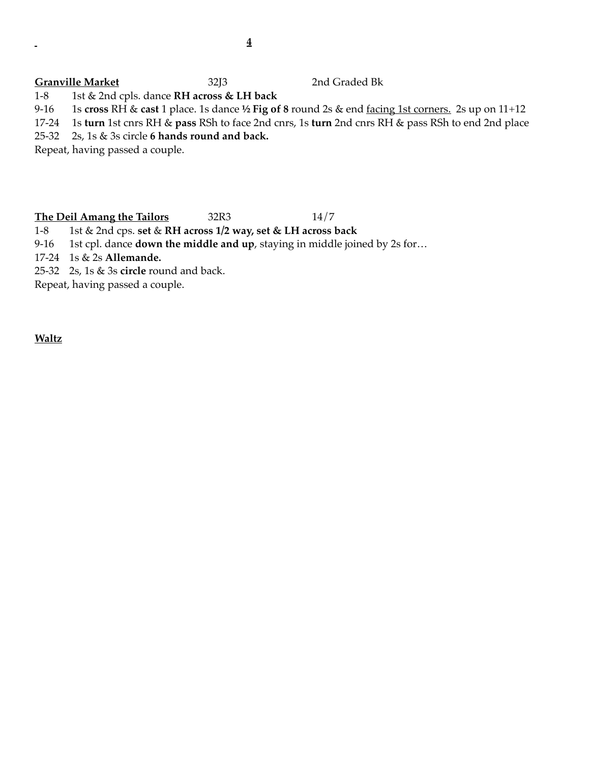**<u>Granville Market</u>** 32J3 2nd Graded Bk

1-8 1st & 2nd cpls. dance **RH across & LH back**

9-16 1s **cross** RH & **cast** 1 place. 1s dance **½ Fig of 8** round 2s & end <u>facing 1st corners.</u> 2s up on 11+12

17-24 1s **turn** 1st cnrs RH & **pass** RSh to face 2nd cnrs, 1s **turn** 2nd cnrs RH & pass RSh to end 2nd place

25-32 2s, 1s & 3s circle **6 hands round and back.**

Repeat, having passed a couple.

**<u>The Deil Amang the Tailors</u>** 32R3 14/7

1-8 1st & 2nd cps. **set** & **RH across 1/2 way, set & LH across back**

9-16 1st cpl. dance **down the middle and up**, staying in middle joined by 2s for…

17-24 1s & 2s **Allemande.**

25-32 2s, 1s & 3s **circle** round and back.

Repeat, having passed a couple.

**<u>Waltz</u>**